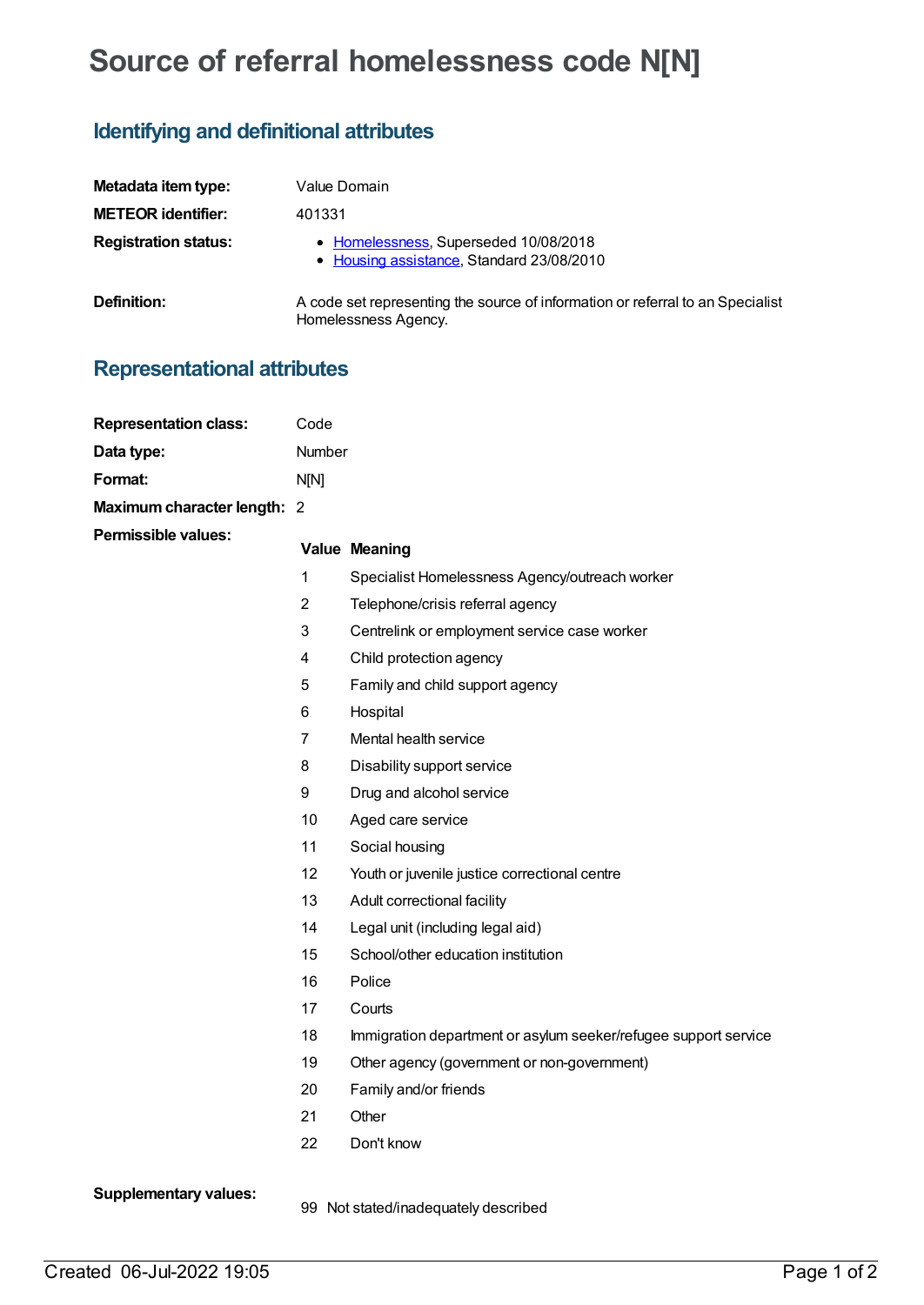# Source of referral homelessness code N[N]

## Identifying and definitional attributes

**Metadata item type:** Value Domain

**METEOR identifier:** 401331

**Registration status:**

- Homelessness, Superseded 10/08/2018
- Housing assistance, Standard 23/08/2010

**Definition:** A code set representing the source of information or referral to an Specialist Homelessness Agency.

## Representational attributes

**Representation class:** Code

**Data type:** Number

**Format:** N[N]

**Maximum character length:** 2

**Permissible values:**

| Value | Meaning |
|---|---|
| 1 | Specialist Homelessness Agency/outreach worker |
| 2 | Telephone/crisis referral agency |
| 3 | Centrelink or employment service case worker |
| 4 | Child protection agency |
| 5 | Family and child support agency |
| 6 | Hospital |
| 7 | Mental health service |
| 8 | Disability support service |
| 9 | Drug and alcohol service |
| 10 | Aged care service |
| 11 | Social housing |
| 12 | Youth or juvenile justice correctional centre |
| 13 | Adult correctional facility |
| 14 | Legal unit (including legal aid) |
| 15 | School/other education institution |
| 16 | Police |
| 17 | Courts |
| 18 | Immigration department or asylum seeker/refugee support service |
| 19 | Other agency (government or non-government) |
| 20 | Family and/or friends |
| 21 | Other |
| 22 | Don't know |

**Supplementary values:**

| Value | Meaning |
|---|---|
| 99 | Not stated/inadequately described |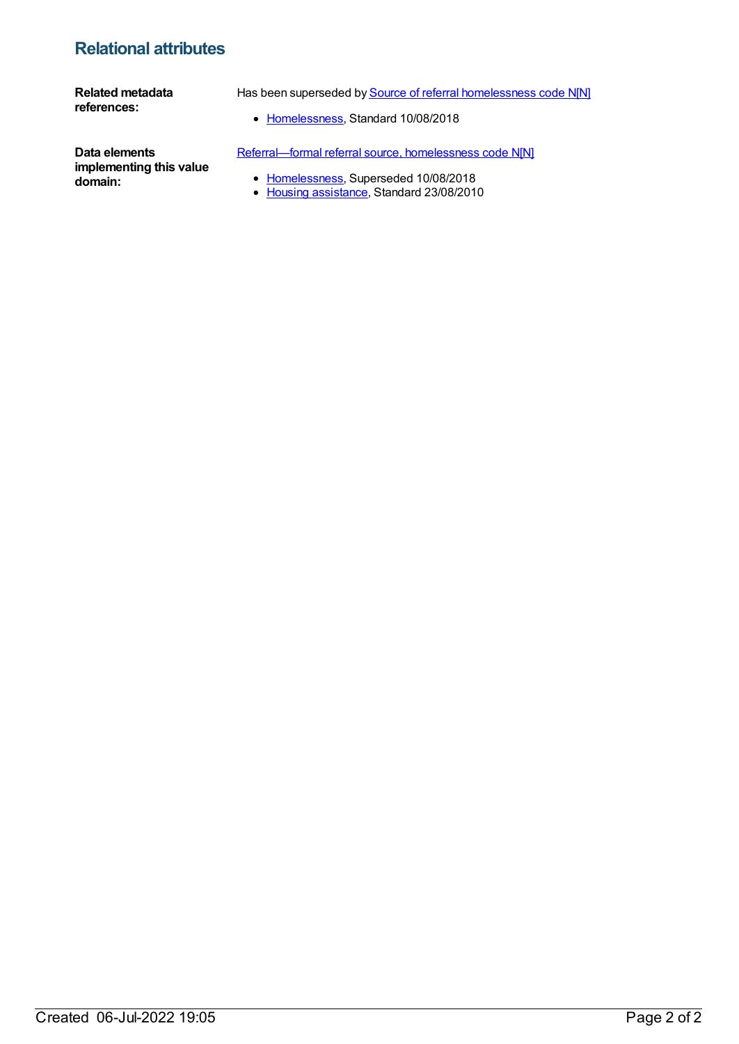## Relational attributes

**Related metadata references:**

Has been superseded by Source of referral homelessness code N[N]

- Homelessness, Standard 10/08/2018

**Data elements implementing this value domain:**

Referral—formal referral source, homelessness code N[N]

- Homelessness, Superseded 10/08/2018
- Housing assistance, Standard 23/08/2010